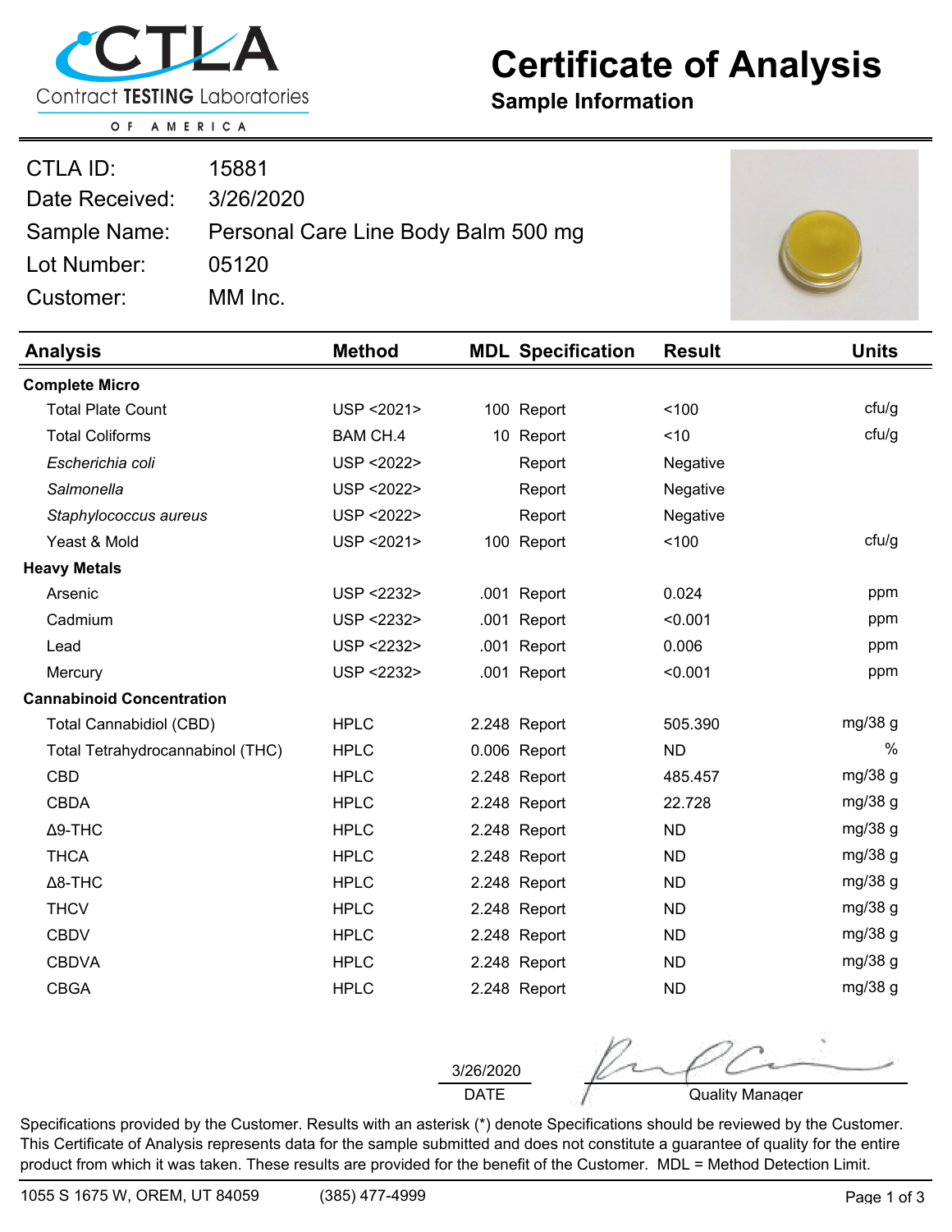# Certificate of Analysis

**Sample Information**

CTLA Contract TESTING Laboratories OF AMERICA

| | |
|---|---|
| CTLA ID: | 15881 |
| Date Received: | 3/26/2020 |
| Sample Name: | Personal Care Line Body Balm 500 mg |
| Lot Number: | 05120 |
| Customer: | MM Inc. |

| Analysis | Method | MDL | Specification | Result | Units |
|---|---|---|---|---|---|
| **Complete Micro** | | | | | |
| Total Plate Count | USP <2021> | 100 | Report | <100 | cfu/g |
| Total Coliforms | BAM CH.4 | 10 | Report | <10 | cfu/g |
| *Escherichia coli* | USP <2022> | | Report | Negative | |
| *Salmonella* | USP <2022> | | Report | Negative | |
| *Staphylococcus aureus* | USP <2022> | | Report | Negative | |
| Yeast & Mold | USP <2021> | 100 | Report | <100 | cfu/g |
| **Heavy Metals** | | | | | |
| Arsenic | USP <2232> | .001 | Report | 0.024 | ppm |
| Cadmium | USP <2232> | .001 | Report | <0.001 | ppm |
| Lead | USP <2232> | .001 | Report | 0.006 | ppm |
| Mercury | USP <2232> | .001 | Report | <0.001 | ppm |
| **Cannabinoid Concentration** | | | | | |
| Total Cannabidiol (CBD) | HPLC | 2.248 | Report | 505.390 | mg/38 g |
| Total Tetrahydrocannabinol (THC) | HPLC | 0.006 | Report | ND | % |
| CBD | HPLC | 2.248 | Report | 485.457 | mg/38 g |
| CBDA | HPLC | 2.248 | Report | 22.728 | mg/38 g |
| Δ9-THC | HPLC | 2.248 | Report | ND | mg/38 g |
| THCA | HPLC | 2.248 | Report | ND | mg/38 g |
| Δ8-THC | HPLC | 2.248 | Report | ND | mg/38 g |
| THCV | HPLC | 2.248 | Report | ND | mg/38 g |
| CBDV | HPLC | 2.248 | Report | ND | mg/38 g |
| CBDVA | HPLC | 2.248 | Report | ND | mg/38 g |
| CBGA | HPLC | 2.248 | Report | ND | mg/38 g |

3/26/2020
DATE

Quality Manager

Specifications provided by the Customer. Results with an asterisk (*) denote Specifications should be reviewed by the Customer. This Certificate of Analysis represents data for the sample submitted and does not constitute a guarantee of quality for the entire product from which it was taken. These results are provided for the benefit of the Customer. MDL = Method Detection Limit.

1055 S 1675 W, OREM, UT 84059 (385) 477-4999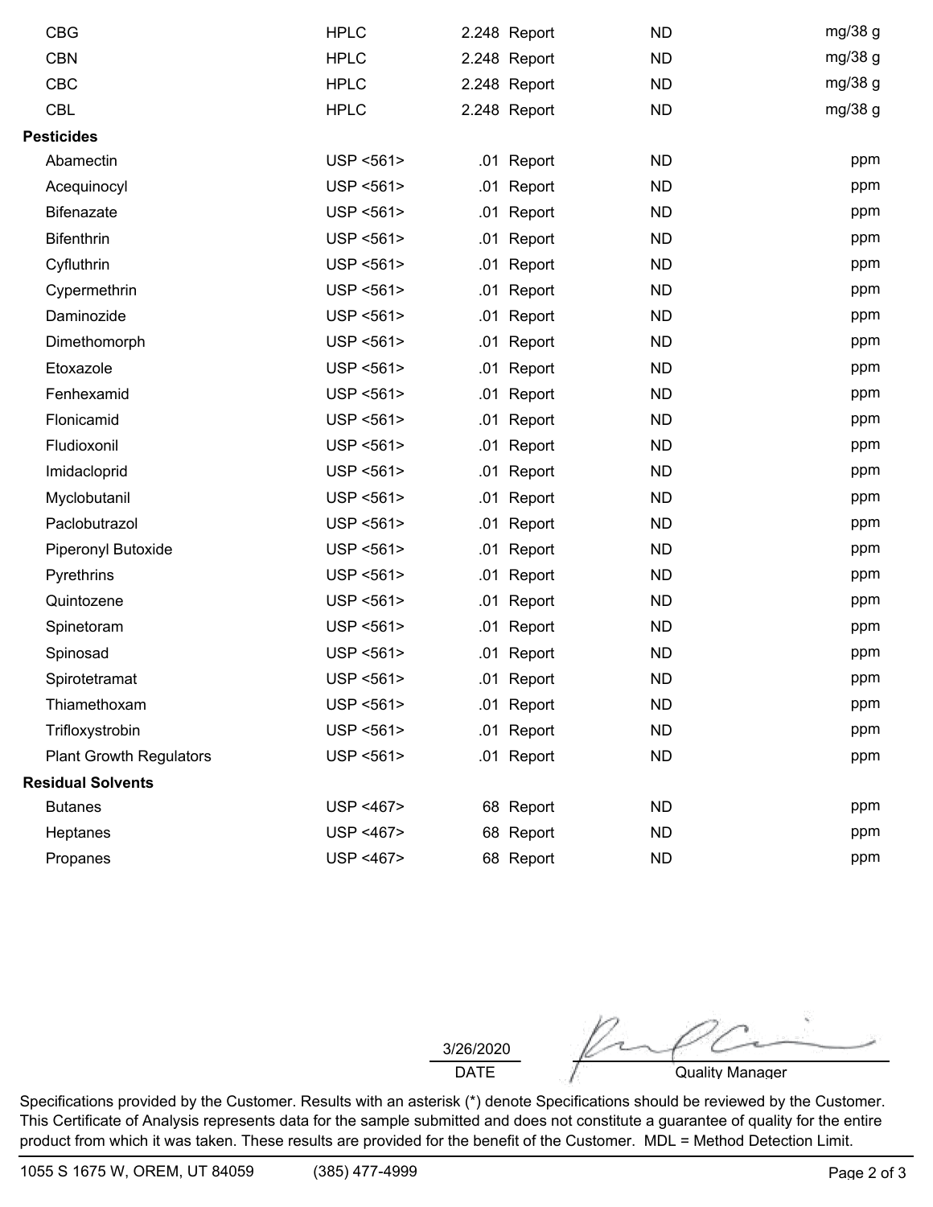| | | | | | |
|---|---|---|---|---|---|
| CBG | HPLC | 2.248 | Report | ND | mg/38 g |
| CBN | HPLC | 2.248 | Report | ND | mg/38 g |
| CBC | HPLC | 2.248 | Report | ND | mg/38 g |
| CBL | HPLC | 2.248 | Report | ND | mg/38 g |
| **Pesticides** | | | | | |
| Abamectin | USP <561> | .01 | Report | ND | ppm |
| Acequinocyl | USP <561> | .01 | Report | ND | ppm |
| Bifenazate | USP <561> | .01 | Report | ND | ppm |
| Bifenthrin | USP <561> | .01 | Report | ND | ppm |
| Cyfluthrin | USP <561> | .01 | Report | ND | ppm |
| Cypermethrin | USP <561> | .01 | Report | ND | ppm |
| Daminozide | USP <561> | .01 | Report | ND | ppm |
| Dimethomorph | USP <561> | .01 | Report | ND | ppm |
| Etoxazole | USP <561> | .01 | Report | ND | ppm |
| Fenhexamid | USP <561> | .01 | Report | ND | ppm |
| Flonicamid | USP <561> | .01 | Report | ND | ppm |
| Fludioxonil | USP <561> | .01 | Report | ND | ppm |
| Imidacloprid | USP <561> | .01 | Report | ND | ppm |
| Myclobutanil | USP <561> | .01 | Report | ND | ppm |
| Paclobutrazol | USP <561> | .01 | Report | ND | ppm |
| Piperonyl Butoxide | USP <561> | .01 | Report | ND | ppm |
| Pyrethrins | USP <561> | .01 | Report | ND | ppm |
| Quintozene | USP <561> | .01 | Report | ND | ppm |
| Spinetoram | USP <561> | .01 | Report | ND | ppm |
| Spinosad | USP <561> | .01 | Report | ND | ppm |
| Spirotetramat | USP <561> | .01 | Report | ND | ppm |
| Thiamethoxam | USP <561> | .01 | Report | ND | ppm |
| Trifloxystrobin | USP <561> | .01 | Report | ND | ppm |
| Plant Growth Regulators | USP <561> | .01 | Report | ND | ppm |
| **Residual Solvents** | | | | | |
| Butanes | USP <467> | 68 | Report | ND | ppm |
| Heptanes | USP <467> | 68 | Report | ND | ppm |
| Propanes | USP <467> | 68 | Report | ND | ppm |

3/26/2020
DATE

Quality Manager

Specifications provided by the Customer. Results with an asterisk (*) denote Specifications should be reviewed by the Customer. This Certificate of Analysis represents data for the sample submitted and does not constitute a guarantee of quality for the entire product from which it was taken. These results are provided for the benefit of the Customer. MDL = Method Detection Limit.

1055 S 1675 W, OREM, UT 84059 (385) 477-4999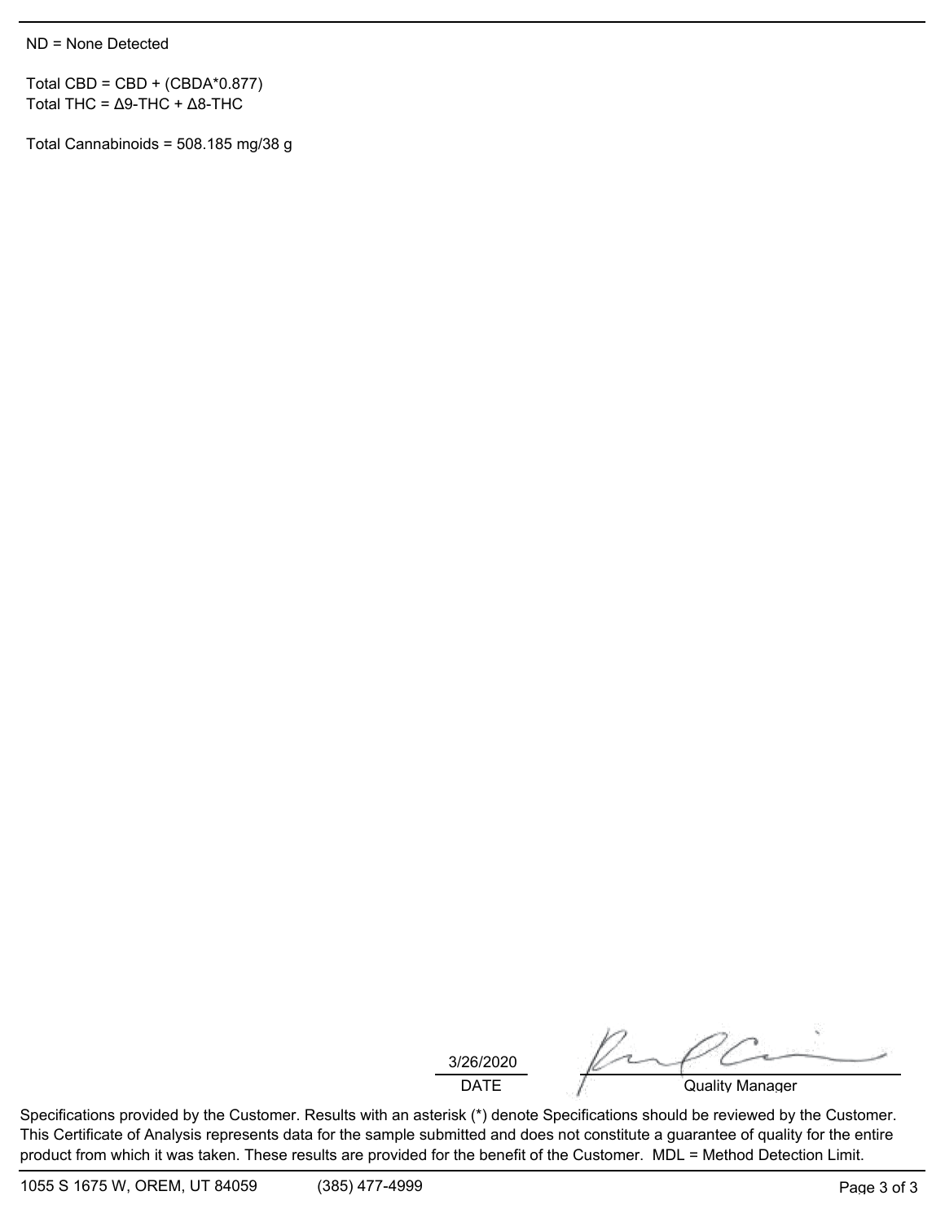ND = None Detected

Total CBD = CBD + (CBDA*0.877)
Total THC = Δ9-THC + Δ8-THC

Total Cannabinoids = 508.185 mg/38 g

3/26/2020
DATE

Quality Manager

Specifications provided by the Customer. Results with an asterisk (*) denote Specifications should be reviewed by the Customer. This Certificate of Analysis represents data for the sample submitted and does not constitute a guarantee of quality for the entire product from which it was taken. These results are provided for the benefit of the Customer. MDL = Method Detection Limit.

1055 S 1675 W, OREM, UT 84059 (385) 477-4999